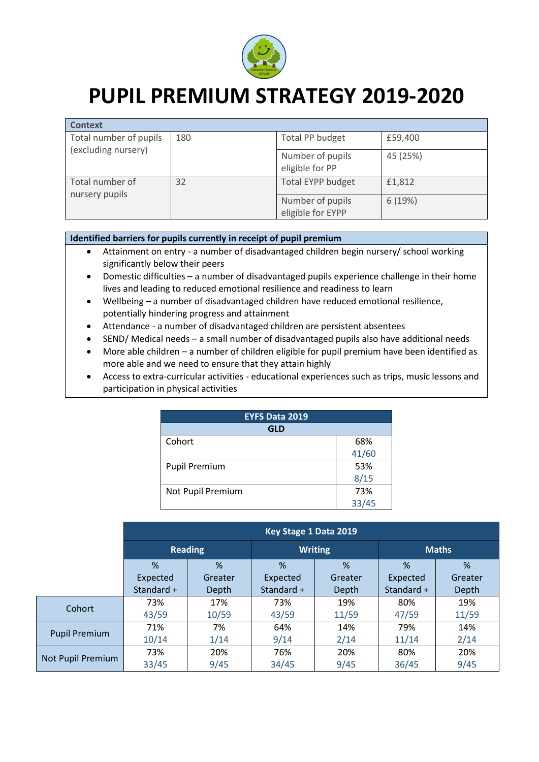# PUPIL PREMIUM STRATEGY 2019-2020

| Context | | | |
|---|---|---|---|
| Total number of pupils (excluding nursery) | 180 | Total PP budget | £59,400 |
| | | Number of pupils eligible for PP | 45 (25%) |
| Total number of nursery pupils | 32 | Total EYPP budget | £1,812 |
| | | Number of pupils eligible for EYPP | 6 (19%) |

**Identified barriers for pupils currently in receipt of pupil premium**

- Attainment on entry - a number of disadvantaged children begin nursery/ school working significantly below their peers
- Domestic difficulties – a number of disadvantaged pupils experience challenge in their home lives and leading to reduced emotional resilience and readiness to learn
- Wellbeing – a number of disadvantaged children have reduced emotional resilience, potentially hindering progress and attainment
- Attendance - a number of disadvantaged children are persistent absentees
- SEND/ Medical needs – a small number of disadvantaged pupils also have additional needs
- More able children – a number of children eligible for pupil premium have been identified as more able and we need to ensure that they attain highly
- Access to extra-curricular activities - educational experiences such as trips, music lessons and participation in physical activities

| EYFS Data 2019 | |
|---|---|
| | GLD |
| Cohort | 68% 41/60 |
| Pupil Premium | 53% 8/15 |
| Not Pupil Premium | 73% 33/45 |

| | Key Stage 1 Data 2019 | | | | | |
|---|---|---|---|---|---|---|
| | Reading | | Writing | | Maths | |
| | % Expected Standard + | % Greater Depth | % Expected Standard + | % Greater Depth | % Expected Standard + | % Greater Depth |
| Cohort | 73% 43/59 | 17% 10/59 | 73% 43/59 | 19% 11/59 | 80% 47/59 | 19% 11/59 |
| Pupil Premium | 71% 10/14 | 7% 1/14 | 64% 9/14 | 14% 2/14 | 79% 11/14 | 14% 2/14 |
| Not Pupil Premium | 73% 33/45 | 20% 9/45 | 76% 34/45 | 20% 9/45 | 80% 36/45 | 20% 9/45 |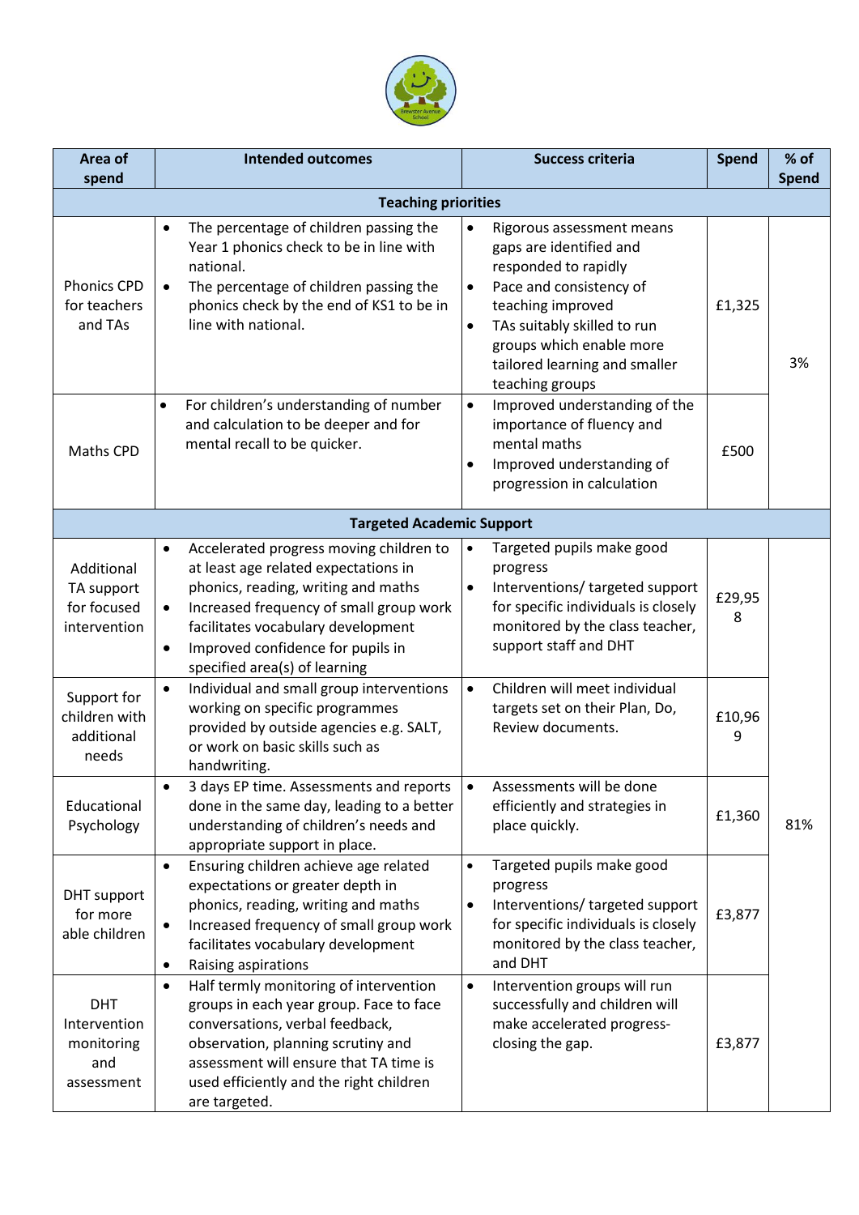| Area of spend | Intended outcomes | Success criteria | Spend | % of Spend |
|---|---|---|---|---|
| **Teaching priorities** | | | | |
| Phonics CPD for teachers and TAs | • The percentage of children passing the Year 1 phonics check to be in line with national.<br>• The percentage of children passing the phonics check by the end of KS1 to be in line with national. | • Rigorous assessment means gaps are identified and responded to rapidly<br>• Pace and consistency of teaching improved<br>• TAs suitably skilled to run groups which enable more tailored learning and smaller teaching groups | £1,325 | 3% |
| Maths CPD | • For children's understanding of number and calculation to be deeper and for mental recall to be quicker. | • Improved understanding of the importance of fluency and mental maths<br>• Improved understanding of progression in calculation | £500 | |
| **Targeted Academic Support** | | | | |
| Additional TA support for focused intervention | • Accelerated progress moving children to at least age related expectations in phonics, reading, writing and maths<br>• Increased frequency of small group work facilitates vocabulary development<br>• Improved confidence for pupils in specified area(s) of learning | • Targeted pupils make good progress<br>• Interventions/ targeted support for specific individuals is closely monitored by the class teacher, support staff and DHT | £29,958 | 81% |
| Support for children with additional needs | • Individual and small group interventions working on specific programmes provided by outside agencies e.g. SALT, or work on basic skills such as handwriting. | • Children will meet individual targets set on their Plan, Do, Review documents. | £10,969 | |
| Educational Psychology | • 3 days EP time. Assessments and reports done in the same day, leading to a better understanding of children's needs and appropriate support in place. | • Assessments will be done efficiently and strategies in place quickly. | £1,360 | |
| DHT support for more able children | • Ensuring children achieve age related expectations or greater depth in phonics, reading, writing and maths<br>• Increased frequency of small group work facilitates vocabulary development<br>• Raising aspirations | • Targeted pupils make good progress<br>• Interventions/ targeted support for specific individuals is closely monitored by the class teacher, and DHT | £3,877 | |
| DHT Intervention monitoring and assessment | • Half termly monitoring of intervention groups in each year group. Face to face conversations, verbal feedback, observation, planning scrutiny and assessment will ensure that TA time is used efficiently and the right children are targeted. | • Intervention groups will run successfully and children will make accelerated progress- closing the gap. | £3,877 | |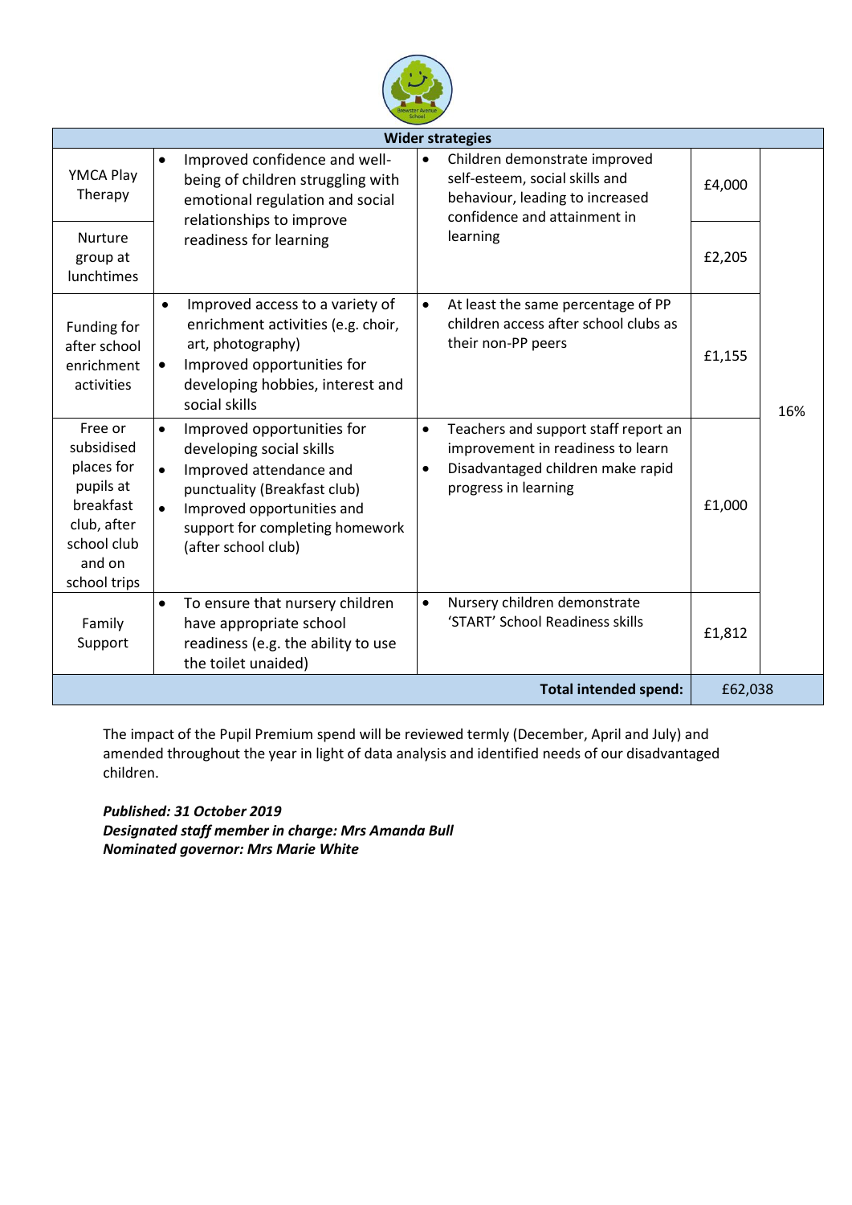| Wider strategies | | | | |
|---|---|---|---|---|
| YMCA Play Therapy | • Improved confidence and well-being of children struggling with emotional regulation and social relationships to improve readiness for learning | • Children demonstrate improved self-esteem, social skills and behaviour, leading to increased confidence and attainment in learning | £4,000 | 16% |
| Nurture group at lunchtimes | | | £2,205 | |
| Funding for after school enrichment activities | • Improved access to a variety of enrichment activities (e.g. choir, art, photography)<br>• Improved opportunities for developing hobbies, interest and social skills | • At least the same percentage of PP children access after school clubs as their non-PP peers | £1,155 | |
| Free or subsidised places for pupils at breakfast club, after school club and on school trips | • Improved opportunities for developing social skills<br>• Improved attendance and punctuality (Breakfast club)<br>• Improved opportunities and support for completing homework (after school club) | • Teachers and support staff report an improvement in readiness to learn<br>• Disadvantaged children make rapid progress in learning | £1,000 | |
| Family Support | • To ensure that nursery children have appropriate school readiness (e.g. the ability to use the toilet unaided) | • Nursery children demonstrate 'START' School Readiness skills | £1,812 | |
| | | **Total intended spend:** | £62,038 | |

The impact of the Pupil Premium spend will be reviewed termly (December, April and July) and amended throughout the year in light of data analysis and identified needs of our disadvantaged children.

***Published: 31 October 2019***
***Designated staff member in charge: Mrs Amanda Bull***
***Nominated governor: Mrs Marie White***